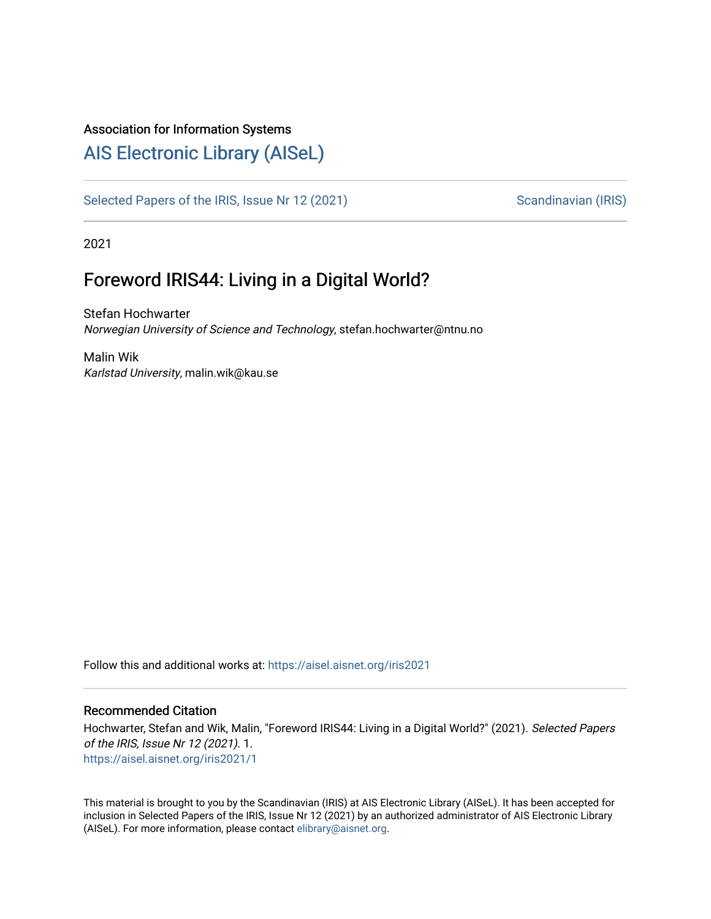Association for Information Systems

# AIS Electronic Library (AISeL)

Selected Papers of the IRIS, Issue Nr 12 (2021)

Scandinavian (IRIS)

2021

## Foreword IRIS44: Living in a Digital World?

Stefan Hochwarter
*Norwegian University of Science and Technology*, stefan.hochwarter@ntnu.no

Malin Wik
*Karlstad University*, malin.wik@kau.se

Follow this and additional works at: https://aisel.aisnet.org/iris2021

### Recommended Citation

Hochwarter, Stefan and Wik, Malin, "Foreword IRIS44: Living in a Digital World?" (2021). *Selected Papers of the IRIS, Issue Nr 12 (2021)*. 1.
https://aisel.aisnet.org/iris2021/1

This material is brought to you by the Scandinavian (IRIS) at AIS Electronic Library (AISeL). It has been accepted for inclusion in Selected Papers of the IRIS, Issue Nr 12 (2021) by an authorized administrator of AIS Electronic Library (AISeL). For more information, please contact elibrary@aisnet.org.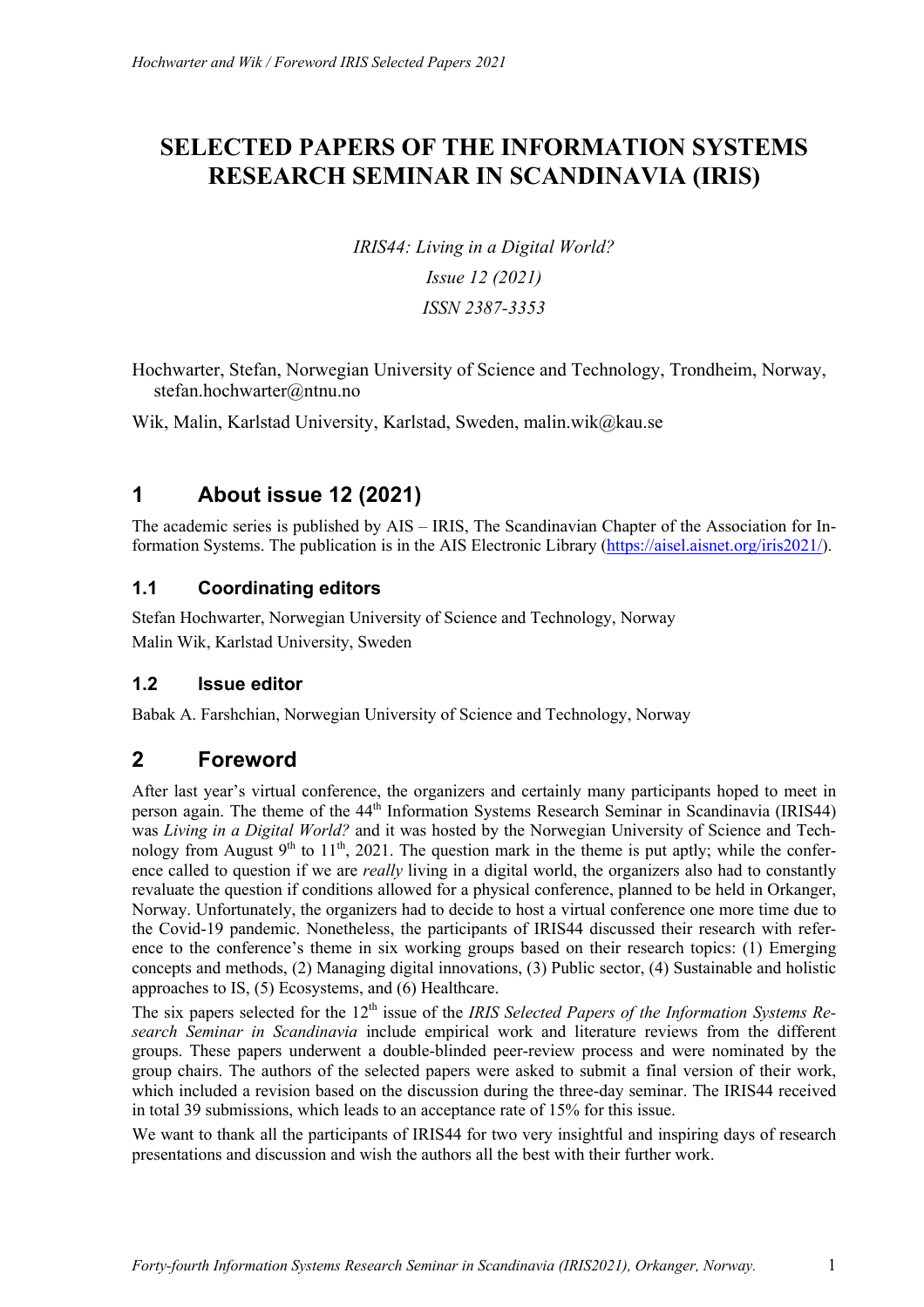# SELECTED PAPERS OF THE INFORMATION SYSTEMS RESEARCH SEMINAR IN SCANDINAVIA (IRIS)

*IRIS44: Living in a Digital World?*

*Issue 12 (2021)*

*ISSN 2387-3353*

Hochwarter, Stefan, Norwegian University of Science and Technology, Trondheim, Norway, stefan.hochwarter@ntnu.no

Wik, Malin, Karlstad University, Karlstad, Sweden, malin.wik@kau.se

## 1 About issue 12 (2021)

The academic series is published by AIS – IRIS, The Scandinavian Chapter of the Association for Information Systems. The publication is in the AIS Electronic Library (https://aisel.aisnet.org/iris2021/).

### 1.1 Coordinating editors

Stefan Hochwarter, Norwegian University of Science and Technology, Norway

Malin Wik, Karlstad University, Sweden

### 1.2 Issue editor

Babak A. Farshchian, Norwegian University of Science and Technology, Norway

## 2 Foreword

After last year's virtual conference, the organizers and certainly many participants hoped to meet in person again. The theme of the 44th Information Systems Research Seminar in Scandinavia (IRIS44) was *Living in a Digital World?* and it was hosted by the Norwegian University of Science and Technology from August 9th to 11th, 2021. The question mark in the theme is put aptly; while the conference called to question if we are *really* living in a digital world, the organizers also had to constantly revaluate the question if conditions allowed for a physical conference, planned to be held in Orkanger, Norway. Unfortunately, the organizers had to decide to host a virtual conference one more time due to the Covid-19 pandemic. Nonetheless, the participants of IRIS44 discussed their research with reference to the conference's theme in six working groups based on their research topics: (1) Emerging concepts and methods, (2) Managing digital innovations, (3) Public sector, (4) Sustainable and holistic approaches to IS, (5) Ecosystems, and (6) Healthcare.

The six papers selected for the 12th issue of the *IRIS Selected Papers of the Information Systems Research Seminar in Scandinavia* include empirical work and literature reviews from the different groups. These papers underwent a double-blinded peer-review process and were nominated by the group chairs. The authors of the selected papers were asked to submit a final version of their work, which included a revision based on the discussion during the three-day seminar. The IRIS44 received in total 39 submissions, which leads to an acceptance rate of 15% for this issue.

We want to thank all the participants of IRIS44 for two very insightful and inspiring days of research presentations and discussion and wish the authors all the best with their further work.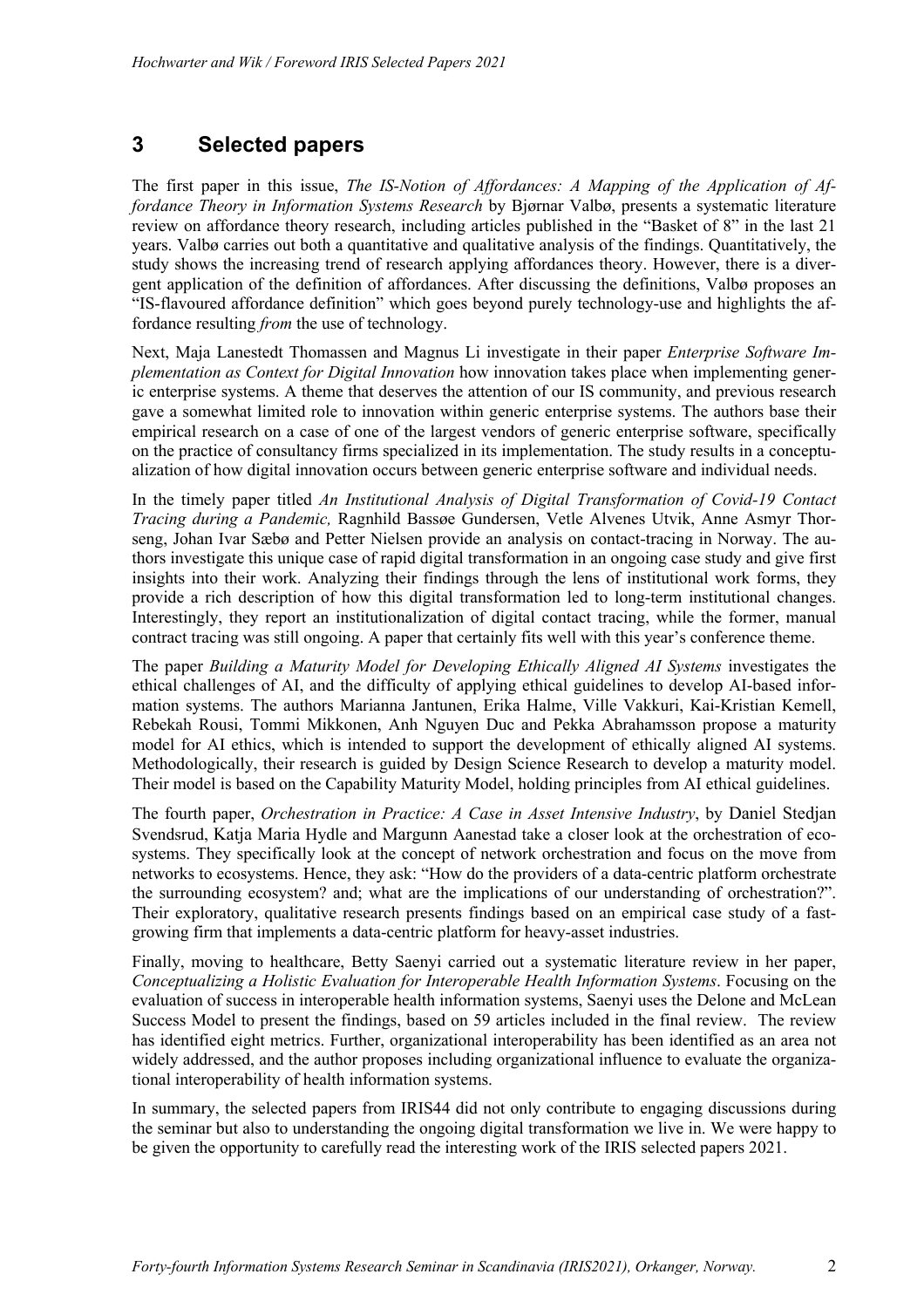## 3 Selected papers

The first paper in this issue, *The IS-Notion of Affordances: A Mapping of the Application of Affordance Theory in Information Systems Research* by Bjørnar Valbø, presents a systematic literature review on affordance theory research, including articles published in the "Basket of 8" in the last 21 years. Valbø carries out both a quantitative and qualitative analysis of the findings. Quantitatively, the study shows the increasing trend of research applying affordances theory. However, there is a divergent application of the definition of affordances. After discussing the definitions, Valbø proposes an "IS-flavoured affordance definition" which goes beyond purely technology-use and highlights the affordance resulting *from* the use of technology.

Next, Maja Lanestedt Thomassen and Magnus Li investigate in their paper *Enterprise Software Implementation as Context for Digital Innovation* how innovation takes place when implementing generic enterprise systems. A theme that deserves the attention of our IS community, and previous research gave a somewhat limited role to innovation within generic enterprise systems. The authors base their empirical research on a case of one of the largest vendors of generic enterprise software, specifically on the practice of consultancy firms specialized in its implementation. The study results in a conceptualization of how digital innovation occurs between generic enterprise software and individual needs.

In the timely paper titled *An Institutional Analysis of Digital Transformation of Covid-19 Contact Tracing during a Pandemic,* Ragnhild Bassøe Gundersen, Vetle Alvenes Utvik, Anne Asmyr Thorseng, Johan Ivar Sæbø and Petter Nielsen provide an analysis on contact-tracing in Norway. The authors investigate this unique case of rapid digital transformation in an ongoing case study and give first insights into their work. Analyzing their findings through the lens of institutional work forms, they provide a rich description of how this digital transformation led to long-term institutional changes. Interestingly, they report an institutionalization of digital contact tracing, while the former, manual contract tracing was still ongoing. A paper that certainly fits well with this year's conference theme.

The paper *Building a Maturity Model for Developing Ethically Aligned AI Systems* investigates the ethical challenges of AI, and the difficulty of applying ethical guidelines to develop AI-based information systems. The authors Marianna Jantunen, Erika Halme, Ville Vakkuri, Kai-Kristian Kemell, Rebekah Rousi, Tommi Mikkonen, Anh Nguyen Duc and Pekka Abrahamsson propose a maturity model for AI ethics, which is intended to support the development of ethically aligned AI systems. Methodologically, their research is guided by Design Science Research to develop a maturity model. Their model is based on the Capability Maturity Model, holding principles from AI ethical guidelines.

The fourth paper, *Orchestration in Practice: A Case in Asset Intensive Industry*, by Daniel Stedjan Svendsrud, Katja Maria Hydle and Margunn Aanestad take a closer look at the orchestration of ecosystems. They specifically look at the concept of network orchestration and focus on the move from networks to ecosystems. Hence, they ask: "How do the providers of a data-centric platform orchestrate the surrounding ecosystem? and; what are the implications of our understanding of orchestration?". Their exploratory, qualitative research presents findings based on an empirical case study of a fast-growing firm that implements a data-centric platform for heavy-asset industries.

Finally, moving to healthcare, Betty Saenyi carried out a systematic literature review in her paper, *Conceptualizing a Holistic Evaluation for Interoperable Health Information Systems*. Focusing on the evaluation of success in interoperable health information systems, Saenyi uses the Delone and McLean Success Model to present the findings, based on 59 articles included in the final review. The review has identified eight metrics. Further, organizational interoperability has been identified as an area not widely addressed, and the author proposes including organizational influence to evaluate the organizational interoperability of health information systems.

In summary, the selected papers from IRIS44 did not only contribute to engaging discussions during the seminar but also to understanding the ongoing digital transformation we live in. We were happy to be given the opportunity to carefully read the interesting work of the IRIS selected papers 2021.